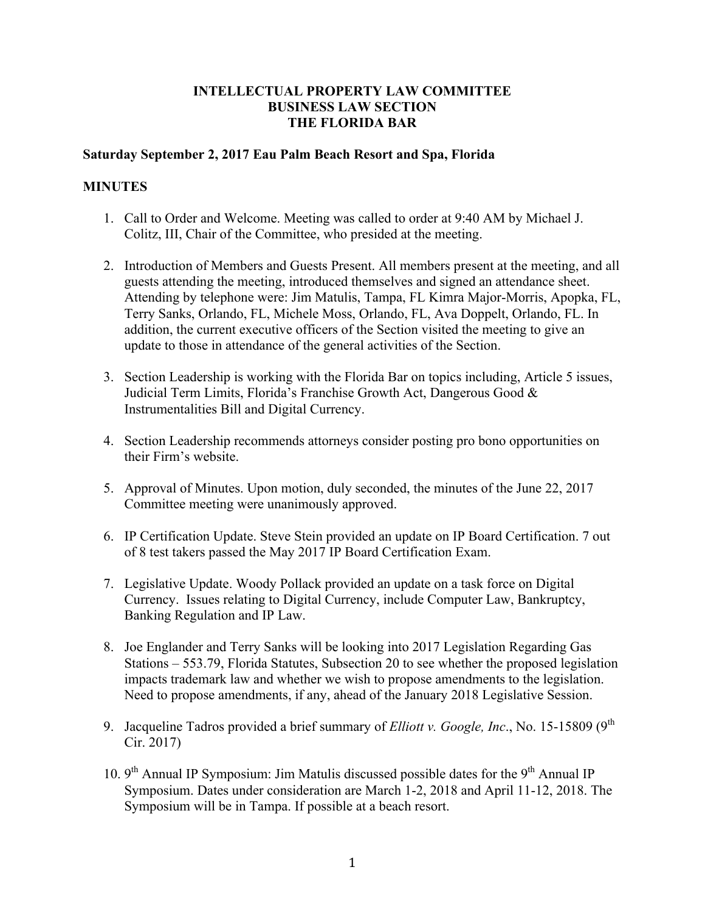**INTELLECTUAL PROPERTY LAW COMMITTEE**
**BUSINESS LAW SECTION**
**THE FLORIDA BAR**

**Saturday September 2, 2017 Eau Palm Beach Resort and Spa, Florida**

**MINUTES**

1. Call to Order and Welcome. Meeting was called to order at 9:40 AM by Michael J. Colitz, III, Chair of the Committee, who presided at the meeting.

2. Introduction of Members and Guests Present. All members present at the meeting, and all guests attending the meeting, introduced themselves and signed an attendance sheet. Attending by telephone were: Jim Matulis, Tampa, FL Kimra Major-Morris, Apopka, FL, Terry Sanks, Orlando, FL, Michele Moss, Orlando, FL, Ava Doppelt, Orlando, FL. In addition, the current executive officers of the Section visited the meeting to give an update to those in attendance of the general activities of the Section.

3. Section Leadership is working with the Florida Bar on topics including, Article 5 issues, Judicial Term Limits, Florida's Franchise Growth Act, Dangerous Good & Instrumentalities Bill and Digital Currency.

4. Section Leadership recommends attorneys consider posting pro bono opportunities on their Firm's website.

5. Approval of Minutes. Upon motion, duly seconded, the minutes of the June 22, 2017 Committee meeting were unanimously approved.

6. IP Certification Update. Steve Stein provided an update on IP Board Certification. 7 out of 8 test takers passed the May 2017 IP Board Certification Exam.

7. Legislative Update. Woody Pollack provided an update on a task force on Digital Currency. Issues relating to Digital Currency, include Computer Law, Bankruptcy, Banking Regulation and IP Law.

8. Joe Englander and Terry Sanks will be looking into 2017 Legislation Regarding Gas Stations – 553.79, Florida Statutes, Subsection 20 to see whether the proposed legislation impacts trademark law and whether we wish to propose amendments to the legislation. Need to propose amendments, if any, ahead of the January 2018 Legislative Session.

9. Jacqueline Tadros provided a brief summary of *Elliott v. Google, Inc*., No. 15-15809 (9th Cir. 2017)

10. 9th Annual IP Symposium: Jim Matulis discussed possible dates for the 9th Annual IP Symposium. Dates under consideration are March 1-2, 2018 and April 11-12, 2018. The Symposium will be in Tampa. If possible at a beach resort.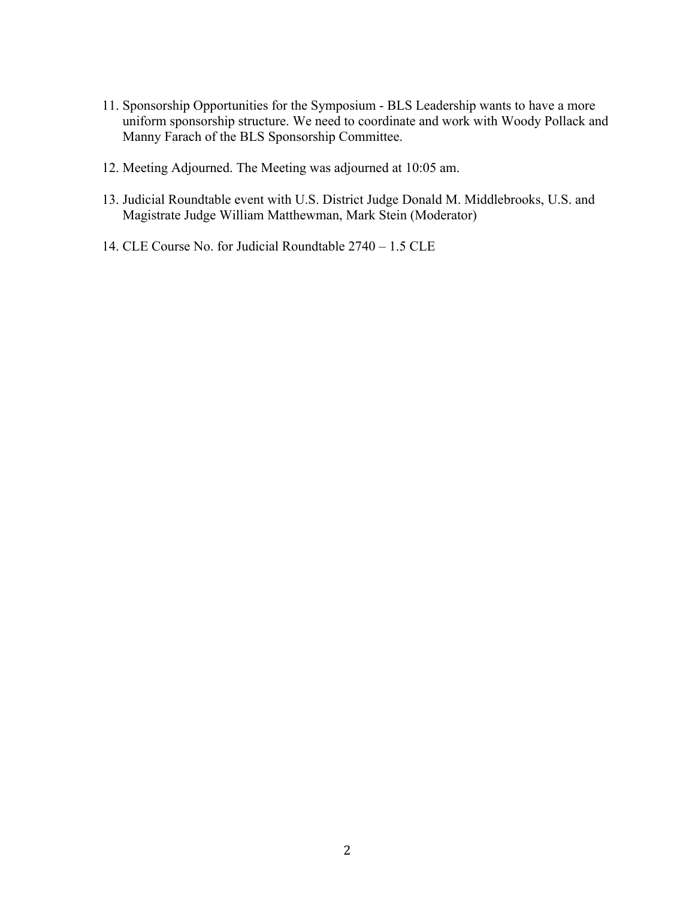11. Sponsorship Opportunities for the Symposium - BLS Leadership wants to have a more uniform sponsorship structure. We need to coordinate and work with Woody Pollack and Manny Farach of the BLS Sponsorship Committee.

12. Meeting Adjourned. The Meeting was adjourned at 10:05 am.

13. Judicial Roundtable event with U.S. District Judge Donald M. Middlebrooks, U.S. and Magistrate Judge William Matthewman, Mark Stein (Moderator)

14. CLE Course No. for Judicial Roundtable 2740 – 1.5 CLE